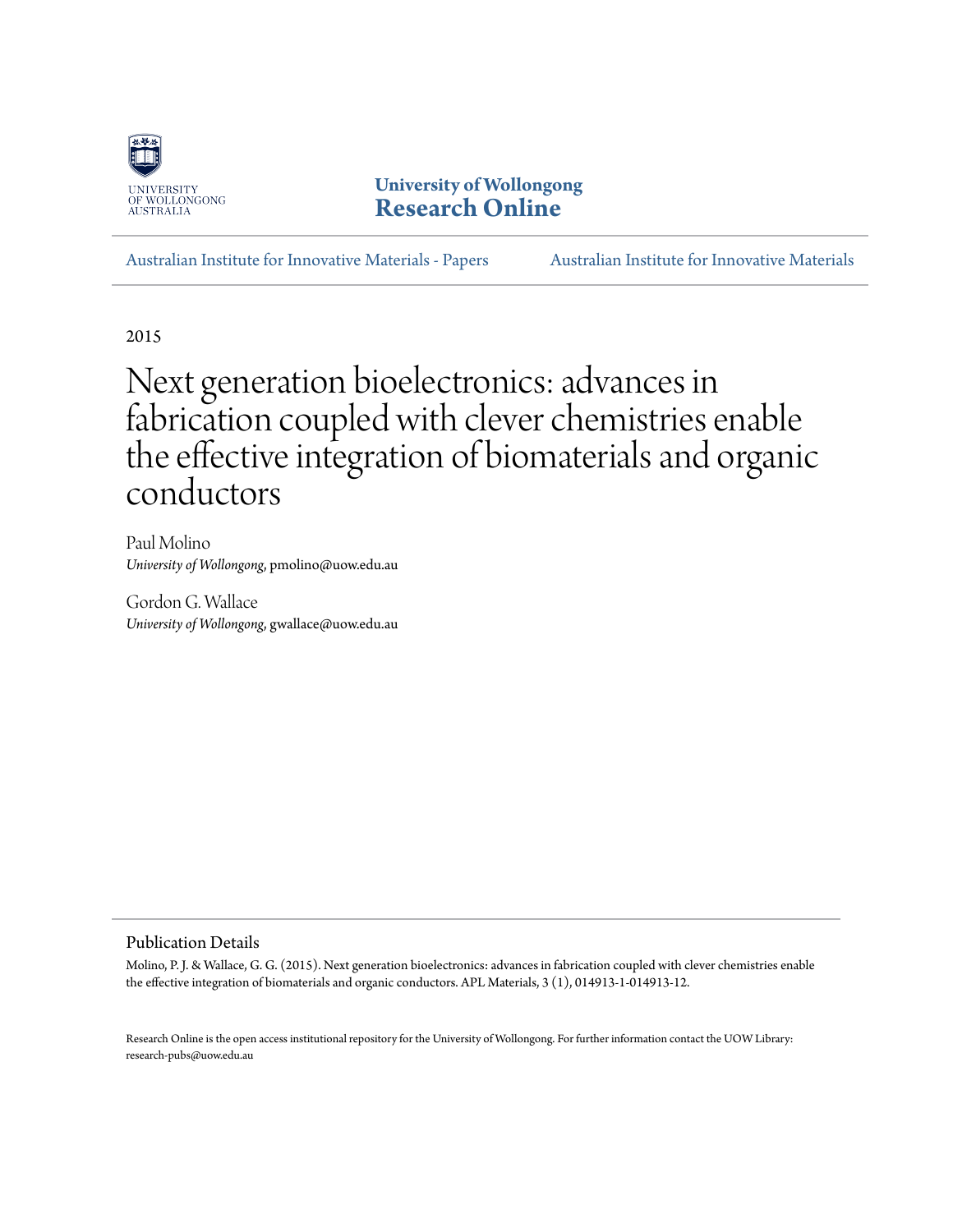University of Wollongong
# Research Online

Australian Institute for Innovative Materials - Papers | Australian Institute for Innovative Materials

2015

# Next generation bioelectronics: advances in fabrication coupled with clever chemistries enable the effective integration of biomaterials and organic conductors

Paul Molino
*University of Wollongong*, pmolino@uow.edu.au

Gordon G. Wallace
*University of Wollongong*, gwallace@uow.edu.au

## Publication Details

Molino, P. J. & Wallace, G. G. (2015). Next generation bioelectronics: advances in fabrication coupled with clever chemistries enable the effective integration of biomaterials and organic conductors. APL Materials, 3 (1), 014913-1-014913-12.

Research Online is the open access institutional repository for the University of Wollongong. For further information contact the UOW Library: research-pubs@uow.edu.au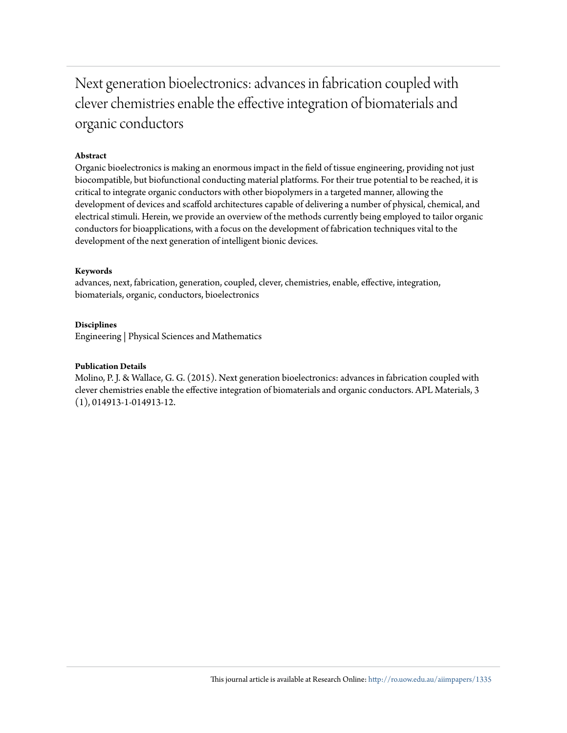# Next generation bioelectronics: advances in fabrication coupled with clever chemistries enable the effective integration of biomaterials and organic conductors

**Abstract**

Organic bioelectronics is making an enormous impact in the field of tissue engineering, providing not just biocompatible, but biofunctional conducting material platforms. For their true potential to be reached, it is critical to integrate organic conductors with other biopolymers in a targeted manner, allowing the development of devices and scaffold architectures capable of delivering a number of physical, chemical, and electrical stimuli. Herein, we provide an overview of the methods currently being employed to tailor organic conductors for bioapplications, with a focus on the development of fabrication techniques vital to the development of the next generation of intelligent bionic devices.

**Keywords**

advances, next, fabrication, generation, coupled, clever, chemistries, enable, effective, integration, biomaterials, organic, conductors, bioelectronics

**Disciplines**

Engineering | Physical Sciences and Mathematics

**Publication Details**

Molino, P. J. & Wallace, G. G. (2015). Next generation bioelectronics: advances in fabrication coupled with clever chemistries enable the effective integration of biomaterials and organic conductors. APL Materials, 3 (1), 014913-1-014913-12.

This journal article is available at Research Online: http://ro.uow.edu.au/aiimpapers/1335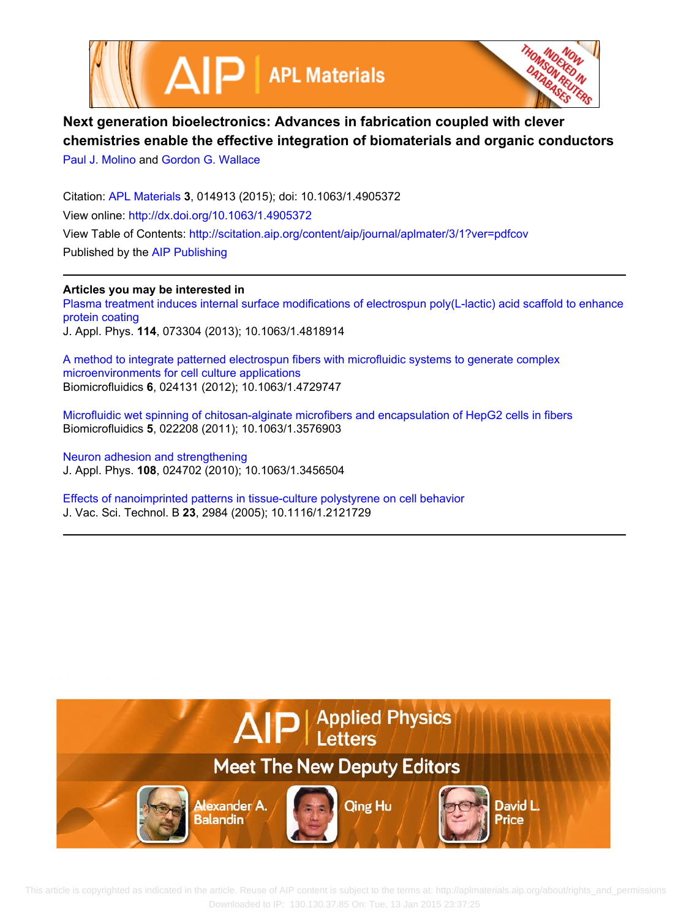# Next generation bioelectronics: Advances in fabrication coupled with clever chemistries enable the effective integration of biomaterials and organic conductors

Paul J. Molino and Gordon G. Wallace

Citation: APL Materials **3**, 014913 (2015); doi: 10.1063/1.4905372

View online: http://dx.doi.org/10.1063/1.4905372

View Table of Contents: http://scitation.aip.org/content/aip/journal/aplmater/3/1?ver=pdfcov

Published by the AIP Publishing

## Articles you may be interested in

Plasma treatment induces internal surface modifications of electrospun poly(L-lactic) acid scaffold to enhance protein coating

J. Appl. Phys. **114**, 073304 (2013); 10.1063/1.4818914

A method to integrate patterned electrospun fibers with microfluidic systems to generate complex microenvironments for cell culture applications

Biomicrofluidics **6**, 024131 (2012); 10.1063/1.4729747

Microfluidic wet spinning of chitosan-alginate microfibers and encapsulation of HepG2 cells in fibers

Biomicrofluidics **5**, 022208 (2011); 10.1063/1.3576903

Neuron adhesion and strengthening

J. Appl. Phys. **108**, 024702 (2010); 10.1063/1.3456504

Effects of nanoimprinted patterns in tissue-culture polystyrene on cell behavior

J. Vac. Sci. Technol. B **23**, 2984 (2005); 10.1116/1.2121729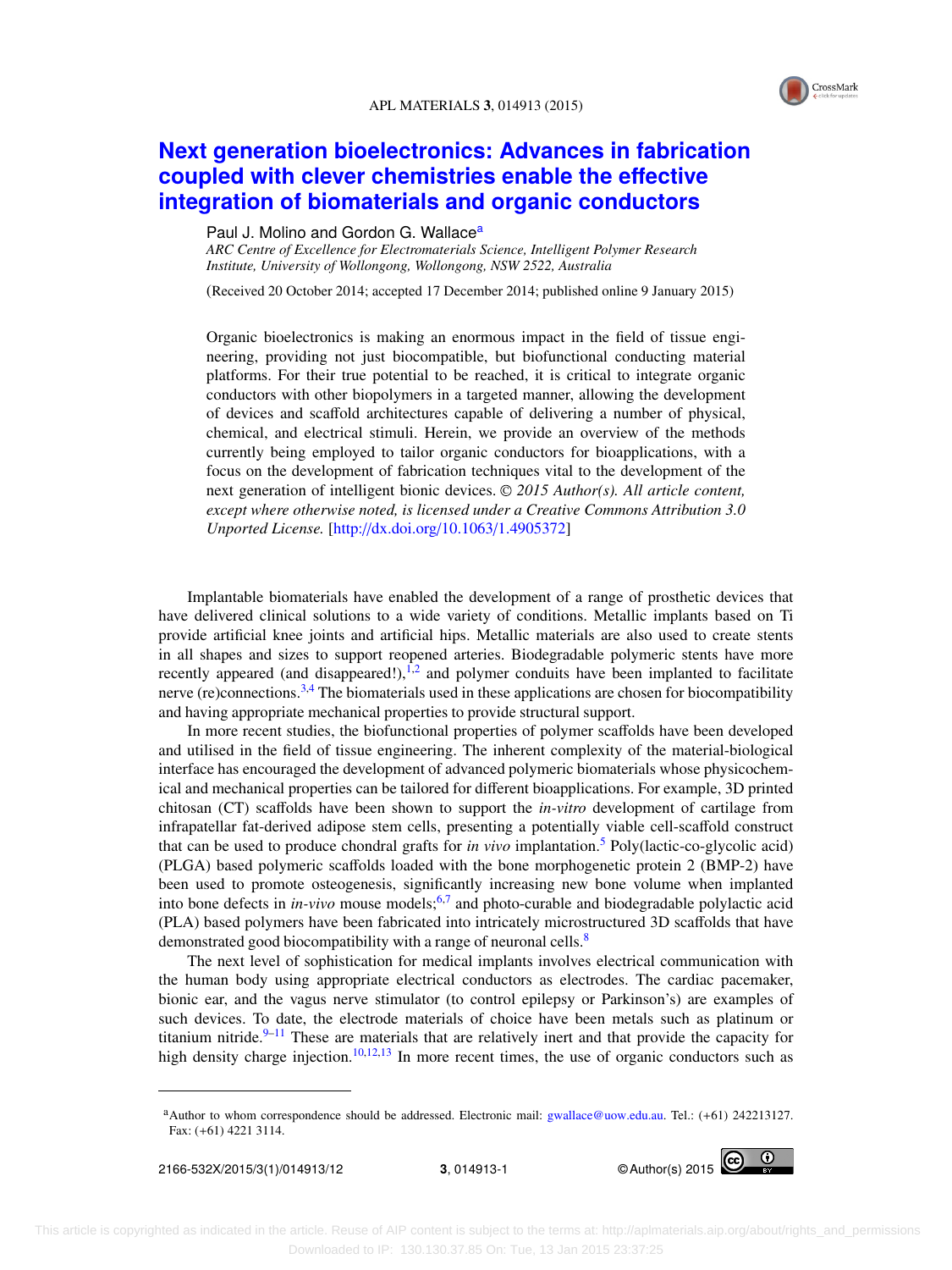# Next generation bioelectronics: Advances in fabrication coupled with clever chemistries enable the effective integration of biomaterials and organic conductors

Paul J. Molino and Gordon G. Wallace[a]

*ARC Centre of Excellence for Electromaterials Science, Intelligent Polymer Research Institute, University of Wollongong, Wollongong, NSW 2522, Australia*

(Received 20 October 2014; accepted 17 December 2014; published online 9 January 2015)

Organic bioelectronics is making an enormous impact in the field of tissue engineering, providing not just biocompatible, but biofunctional conducting material platforms. For their true potential to be reached, it is critical to integrate organic conductors with other biopolymers in a targeted manner, allowing the development of devices and scaffold architectures capable of delivering a number of physical, chemical, and electrical stimuli. Herein, we provide an overview of the methods currently being employed to tailor organic conductors for bioapplications, with a focus on the development of fabrication techniques vital to the development of the next generation of intelligent bionic devices. © *2015 Author(s). All article content, except where otherwise noted, is licensed under a Creative Commons Attribution 3.0 Unported License.* [http://dx.doi.org/10.1063/1.4905372]

Implantable biomaterials have enabled the development of a range of prosthetic devices that have delivered clinical solutions to a wide variety of conditions. Metallic implants based on Ti provide artificial knee joints and artificial hips. Metallic materials are also used to create stents in all shapes and sizes to support reopened arteries. Biodegradable polymeric stents have more recently appeared (and disappeared!),[1,2] and polymer conduits have been implanted to facilitate nerve (re)connections.[3,4] The biomaterials used in these applications are chosen for biocompatibility and having appropriate mechanical properties to provide structural support.

In more recent studies, the biofunctional properties of polymer scaffolds have been developed and utilised in the field of tissue engineering. The inherent complexity of the material-biological interface has encouraged the development of advanced polymeric biomaterials whose physicochemical and mechanical properties can be tailored for different bioapplications. For example, 3D printed chitosan (CT) scaffolds have been shown to support the *in-vitro* development of cartilage from infrapatellar fat-derived adipose stem cells, presenting a potentially viable cell-scaffold construct that can be used to produce chondral grafts for *in vivo* implantation.[5] Poly(lactic-co-glycolic acid) (PLGA) based polymeric scaffolds loaded with the bone morphogenetic protein 2 (BMP-2) have been used to promote osteogenesis, significantly increasing new bone volume when implanted into bone defects in *in-vivo* mouse models;[6,7] and photo-curable and biodegradable polylactic acid (PLA) based polymers have been fabricated into intricately microstructured 3D scaffolds that have demonstrated good biocompatibility with a range of neuronal cells.[8]

The next level of sophistication for medical implants involves electrical communication with the human body using appropriate electrical conductors as electrodes. The cardiac pacemaker, bionic ear, and the vagus nerve stimulator (to control epilepsy or Parkinson's) are examples of such devices. To date, the electrode materials of choice have been metals such as platinum or titanium nitride.[9–11] These are materials that are relatively inert and that provide the capacity for high density charge injection.[10,12,13] In more recent times, the use of organic conductors such as

[a]Author to whom correspondence should be addressed. Electronic mail: gwallace@uow.edu.au. Tel.: (+61) 242213127. Fax: (+61) 4221 3114.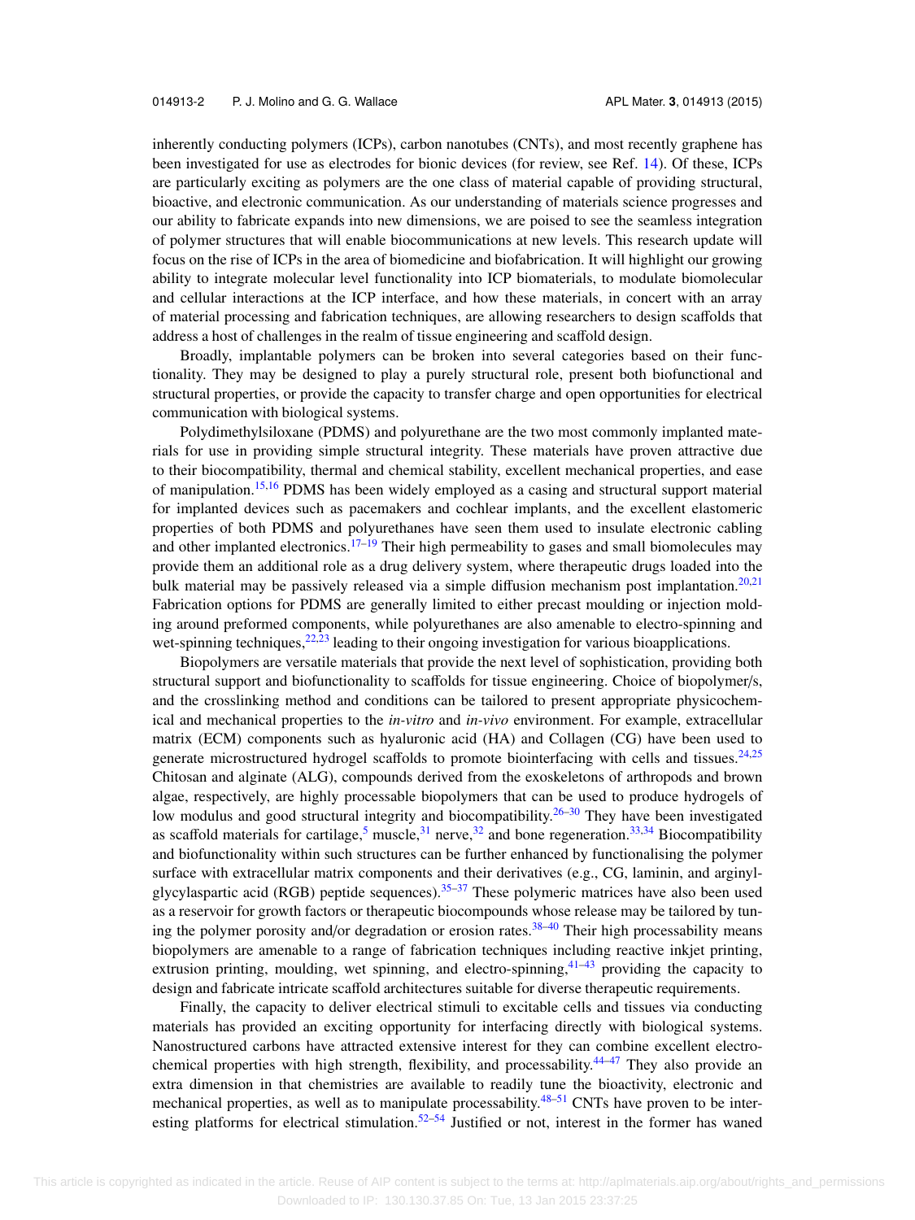inherently conducting polymers (ICPs), carbon nanotubes (CNTs), and most recently graphene has been investigated for use as electrodes for bionic devices (for review, see Ref. 14). Of these, ICPs are particularly exciting as polymers are the one class of material capable of providing structural, bioactive, and electronic communication. As our understanding of materials science progresses and our ability to fabricate expands into new dimensions, we are poised to see the seamless integration of polymer structures that will enable biocommunications at new levels. This research update will focus on the rise of ICPs in the area of biomedicine and biofabrication. It will highlight our growing ability to integrate molecular level functionality into ICP biomaterials, to modulate biomolecular and cellular interactions at the ICP interface, and how these materials, in concert with an array of material processing and fabrication techniques, are allowing researchers to design scaffolds that address a host of challenges in the realm of tissue engineering and scaffold design.

Broadly, implantable polymers can be broken into several categories based on their functionality. They may be designed to play a purely structural role, present both biofunctional and structural properties, or provide the capacity to transfer charge and open opportunities for electrical communication with biological systems.

Polydimethylsiloxane (PDMS) and polyurethane are the two most commonly implanted materials for use in providing simple structural integrity. These materials have proven attractive due to their biocompatibility, thermal and chemical stability, excellent mechanical properties, and ease of manipulation.[15,16] PDMS has been widely employed as a casing and structural support material for implanted devices such as pacemakers and cochlear implants, and the excellent elastomeric properties of both PDMS and polyurethanes have seen them used to insulate electronic cabling and other implanted electronics.[17–19] Their high permeability to gases and small biomolecules may provide them an additional role as a drug delivery system, where therapeutic drugs loaded into the bulk material may be passively released via a simple diffusion mechanism post implantation.[20,21] Fabrication options for PDMS are generally limited to either precast moulding or injection molding around preformed components, while polyurethanes are also amenable to electro-spinning and wet-spinning techniques,[22,23] leading to their ongoing investigation for various bioapplications.

Biopolymers are versatile materials that provide the next level of sophistication, providing both structural support and biofunctionality to scaffolds for tissue engineering. Choice of biopolymer/s, and the crosslinking method and conditions can be tailored to present appropriate physicochemical and mechanical properties to the *in-vitro* and *in-vivo* environment. For example, extracellular matrix (ECM) components such as hyaluronic acid (HA) and Collagen (CG) have been used to generate microstructured hydrogel scaffolds to promote biointerfacing with cells and tissues.[24,25] Chitosan and alginate (ALG), compounds derived from the exoskeletons of arthropods and brown algae, respectively, are highly processable biopolymers that can be used to produce hydrogels of low modulus and good structural integrity and biocompatibility.[26–30] They have been investigated as scaffold materials for cartilage,[5] muscle,[31] nerve,[32] and bone regeneration.[33,34] Biocompatibility and biofunctionality within such structures can be further enhanced by functionalising the polymer surface with extracellular matrix components and their derivatives (e.g., CG, laminin, and arginylglycylaspartic acid (RGB) peptide sequences).[35–37] These polymeric matrices have also been used as a reservoir for growth factors or therapeutic biocompounds whose release may be tailored by tuning the polymer porosity and/or degradation or erosion rates.[38–40] Their high processability means biopolymers are amenable to a range of fabrication techniques including reactive inkjet printing, extrusion printing, moulding, wet spinning, and electro-spinning,[41–43] providing the capacity to design and fabricate intricate scaffold architectures suitable for diverse therapeutic requirements.

Finally, the capacity to deliver electrical stimuli to excitable cells and tissues via conducting materials has provided an exciting opportunity for interfacing directly with biological systems. Nanostructured carbons have attracted extensive interest for they can combine excellent electrochemical properties with high strength, flexibility, and processability.[44–47] They also provide an extra dimension in that chemistries are available to readily tune the bioactivity, electronic and mechanical properties, as well as to manipulate processability.[48–51] CNTs have proven to be interesting platforms for electrical stimulation.[52–54] Justified or not, interest in the former has waned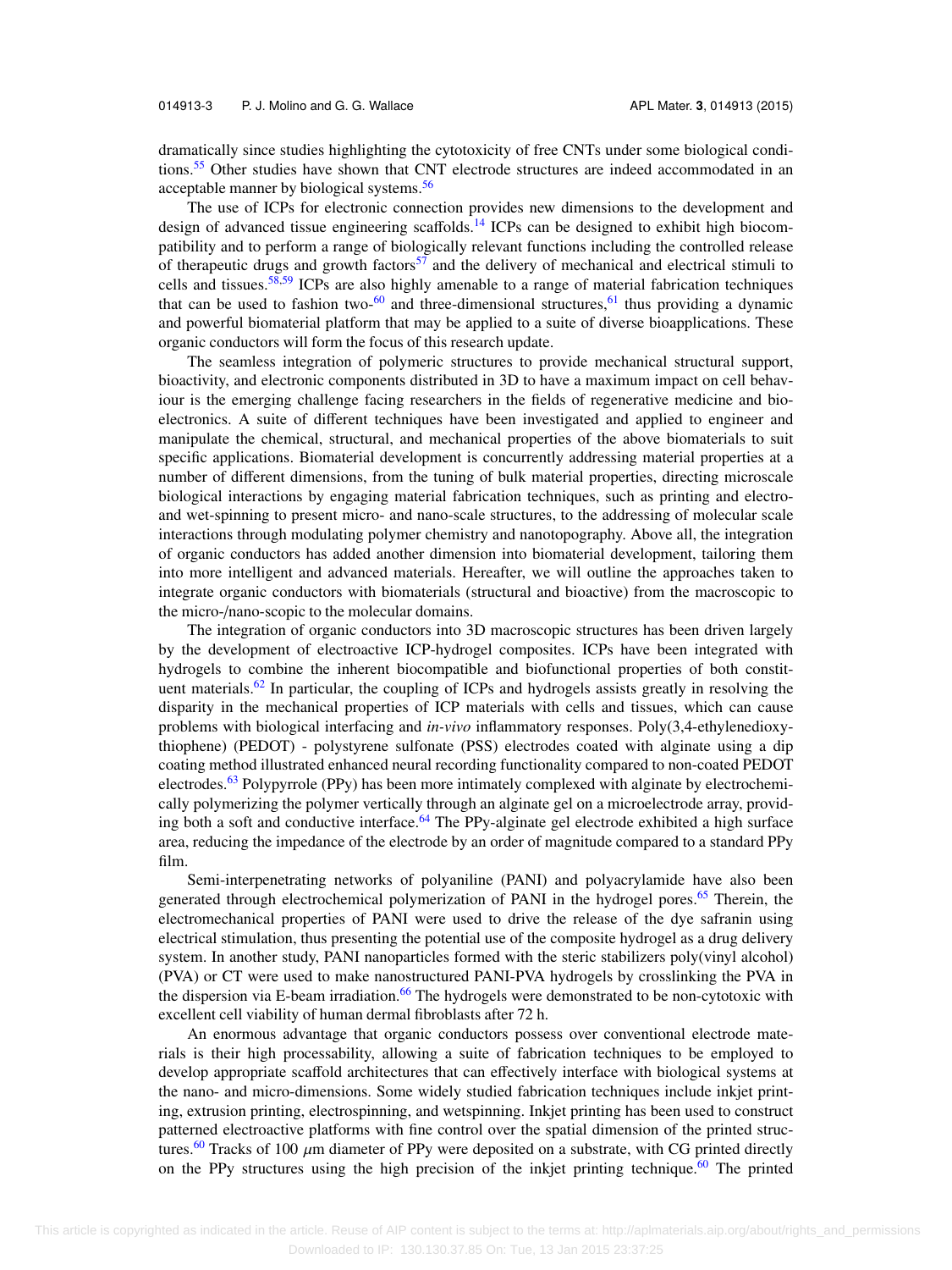dramatically since studies highlighting the cytotoxicity of free CNTs under some biological conditions.[55] Other studies have shown that CNT electrode structures are indeed accommodated in an acceptable manner by biological systems.[56]

The use of ICPs for electronic connection provides new dimensions to the development and design of advanced tissue engineering scaffolds.[14] ICPs can be designed to exhibit high biocompatibility and to perform a range of biologically relevant functions including the controlled release of therapeutic drugs and growth factors[57] and the delivery of mechanical and electrical stimuli to cells and tissues.[58,59] ICPs are also highly amenable to a range of material fabrication techniques that can be used to fashion two-[60] and three-dimensional structures,[61] thus providing a dynamic and powerful biomaterial platform that may be applied to a suite of diverse bioapplications. These organic conductors will form the focus of this research update.

The seamless integration of polymeric structures to provide mechanical structural support, bioactivity, and electronic components distributed in 3D to have a maximum impact on cell behaviour is the emerging challenge facing researchers in the fields of regenerative medicine and bioelectronics. A suite of different techniques have been investigated and applied to engineer and manipulate the chemical, structural, and mechanical properties of the above biomaterials to suit specific applications. Biomaterial development is concurrently addressing material properties at a number of different dimensions, from the tuning of bulk material properties, directing microscale biological interactions by engaging material fabrication techniques, such as printing and electro- and wet-spinning to present micro- and nano-scale structures, to the addressing of molecular scale interactions through modulating polymer chemistry and nanotopography. Above all, the integration of organic conductors has added another dimension into biomaterial development, tailoring them into more intelligent and advanced materials. Hereafter, we will outline the approaches taken to integrate organic conductors with biomaterials (structural and bioactive) from the macroscopic to the micro-/nano-scopic to the molecular domains.

The integration of organic conductors into 3D macroscopic structures has been driven largely by the development of electroactive ICP-hydrogel composites. ICPs have been integrated with hydrogels to combine the inherent biocompatible and biofunctional properties of both constituent materials.[62] In particular, the coupling of ICPs and hydrogels assists greatly in resolving the disparity in the mechanical properties of ICP materials with cells and tissues, which can cause problems with biological interfacing and *in-vivo* inflammatory responses. Poly(3,4-ethylenedioxythiophene) (PEDOT) - polystyrene sulfonate (PSS) electrodes coated with alginate using a dip coating method illustrated enhanced neural recording functionality compared to non-coated PEDOT electrodes.[63] Polypyrrole (PPy) has been more intimately complexed with alginate by electrochemically polymerizing the polymer vertically through an alginate gel on a microelectrode array, providing both a soft and conductive interface.[64] The PPy-alginate gel electrode exhibited a high surface area, reducing the impedance of the electrode by an order of magnitude compared to a standard PPy film.

Semi-interpenetrating networks of polyaniline (PANI) and polyacrylamide have also been generated through electrochemical polymerization of PANI in the hydrogel pores.[65] Therein, the electromechanical properties of PANI were used to drive the release of the dye safranin using electrical stimulation, thus presenting the potential use of the composite hydrogel as a drug delivery system. In another study, PANI nanoparticles formed with the steric stabilizers poly(vinyl alcohol) (PVA) or CT were used to make nanostructured PANI-PVA hydrogels by crosslinking the PVA in the dispersion via E-beam irradiation.[66] The hydrogels were demonstrated to be non-cytotoxic with excellent cell viability of human dermal fibroblasts after 72 h.

An enormous advantage that organic conductors possess over conventional electrode materials is their high processability, allowing a suite of fabrication techniques to be employed to develop appropriate scaffold architectures that can effectively interface with biological systems at the nano- and micro-dimensions. Some widely studied fabrication techniques include inkjet printing, extrusion printing, electrospinning, and wetspinning. Inkjet printing has been used to construct patterned electroactive platforms with fine control over the spatial dimension of the printed structures.[60] Tracks of 100 $\mu$m diameter of PPy were deposited on a substrate, with CG printed directly on the PPy structures using the high precision of the inkjet printing technique.[60] The printed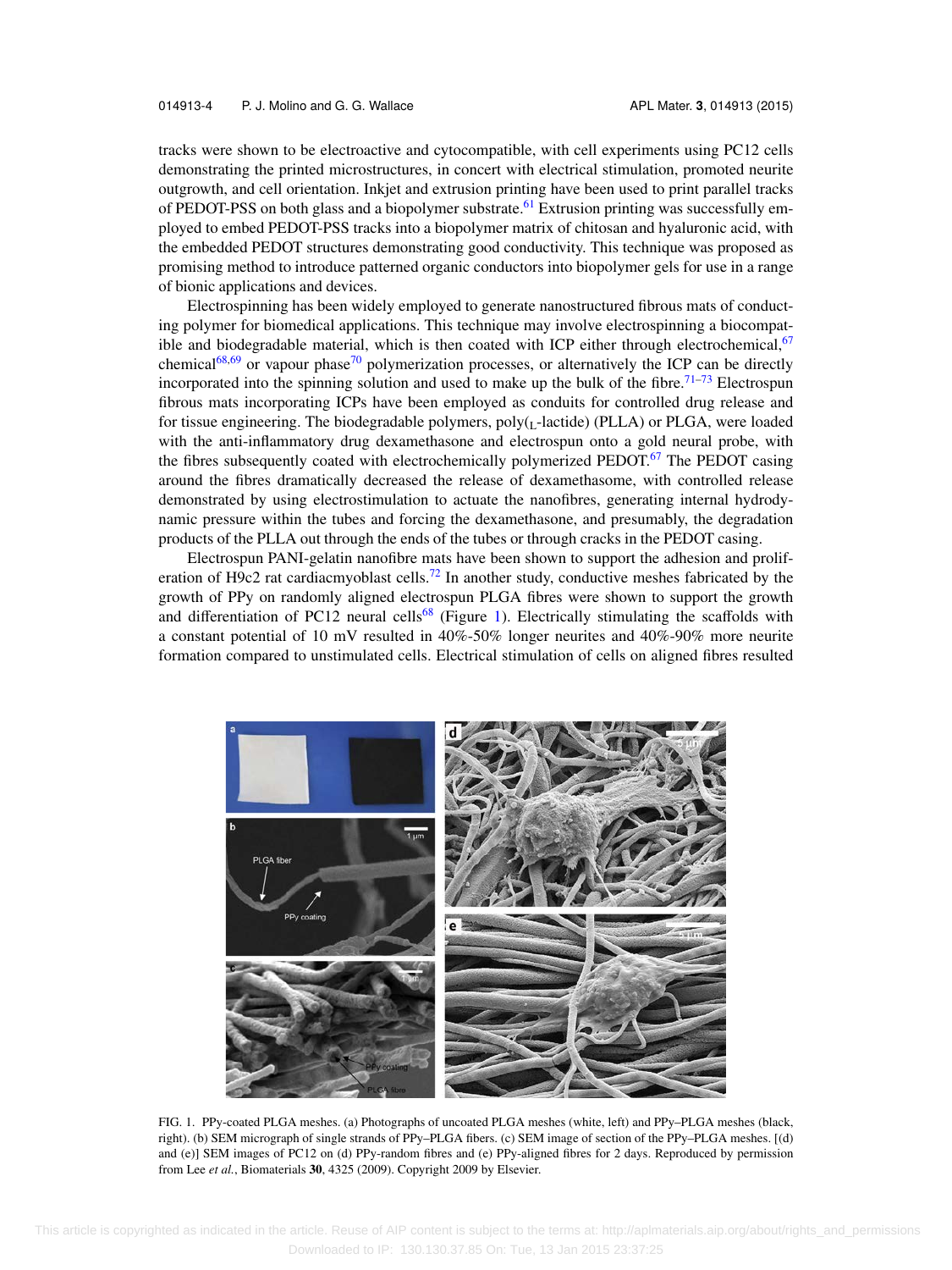tracks were shown to be electroactive and cytocompatible, with cell experiments using PC12 cells demonstrating the printed microstructures, in concert with electrical stimulation, promoted neurite outgrowth, and cell orientation. Inkjet and extrusion printing have been used to print parallel tracks of PEDOT-PSS on both glass and a biopolymer substrate.[61] Extrusion printing was successfully employed to embed PEDOT-PSS tracks into a biopolymer matrix of chitosan and hyaluronic acid, with the embedded PEDOT structures demonstrating good conductivity. This technique was proposed as promising method to introduce patterned organic conductors into biopolymer gels for use in a range of bionic applications and devices.

Electrospinning has been widely employed to generate nanostructured fibrous mats of conducting polymer for biomedical applications. This technique may involve electrospinning a biocompatible and biodegradable material, which is then coated with ICP either through electrochemical,[67] chemical[68,69] or vapour phase[70] polymerization processes, or alternatively the ICP can be directly incorporated into the spinning solution and used to make up the bulk of the fibre.[71–73] Electrospun fibrous mats incorporating ICPs have been employed as conduits for controlled drug release and for tissue engineering. The biodegradable polymers, poly($_L$-lactide) (PLLA) or PLGA, were loaded with the anti-inflammatory drug dexamethasone and electrospun onto a gold neural probe, with the fibres subsequently coated with electrochemically polymerized PEDOT.[67] The PEDOT casing around the fibres dramatically decreased the release of dexamethasone, with controlled release demonstrated by using electrostimulation to actuate the nanofibres, generating internal hydrodynamic pressure within the tubes and forcing the dexamethasone, and presumably, the degradation products of the PLLA out through the ends of the tubes or through cracks in the PEDOT casing.

Electrospun PANI-gelatin nanofibre mats have been shown to support the adhesion and proliferation of H9c2 rat cardiacmyoblast cells.[72] In another study, conductive meshes fabricated by the growth of PPy on randomly aligned electrospun PLGA fibres were shown to support the growth and differentiation of PC12 neural cells[68] (Figure 1). Electrically stimulating the scaffolds with a constant potential of 10 mV resulted in 40%-50% longer neurites and 40%-90% more neurite formation compared to unstimulated cells. Electrical stimulation of cells on aligned fibres resulted

FIG. 1. PPy-coated PLGA meshes. (a) Photographs of uncoated PLGA meshes (white, left) and PPy–PLGA meshes (black, right). (b) SEM micrograph of single strands of PPy–PLGA fibers. (c) SEM image of section of the PPy–PLGA meshes. [(d) and (e)] SEM images of PC12 on (d) PPy-random fibres and (e) PPy-aligned fibres for 2 days. Reproduced by permission from Lee *et al.*, Biomaterials **30**, 4325 (2009). Copyright 2009 by Elsevier.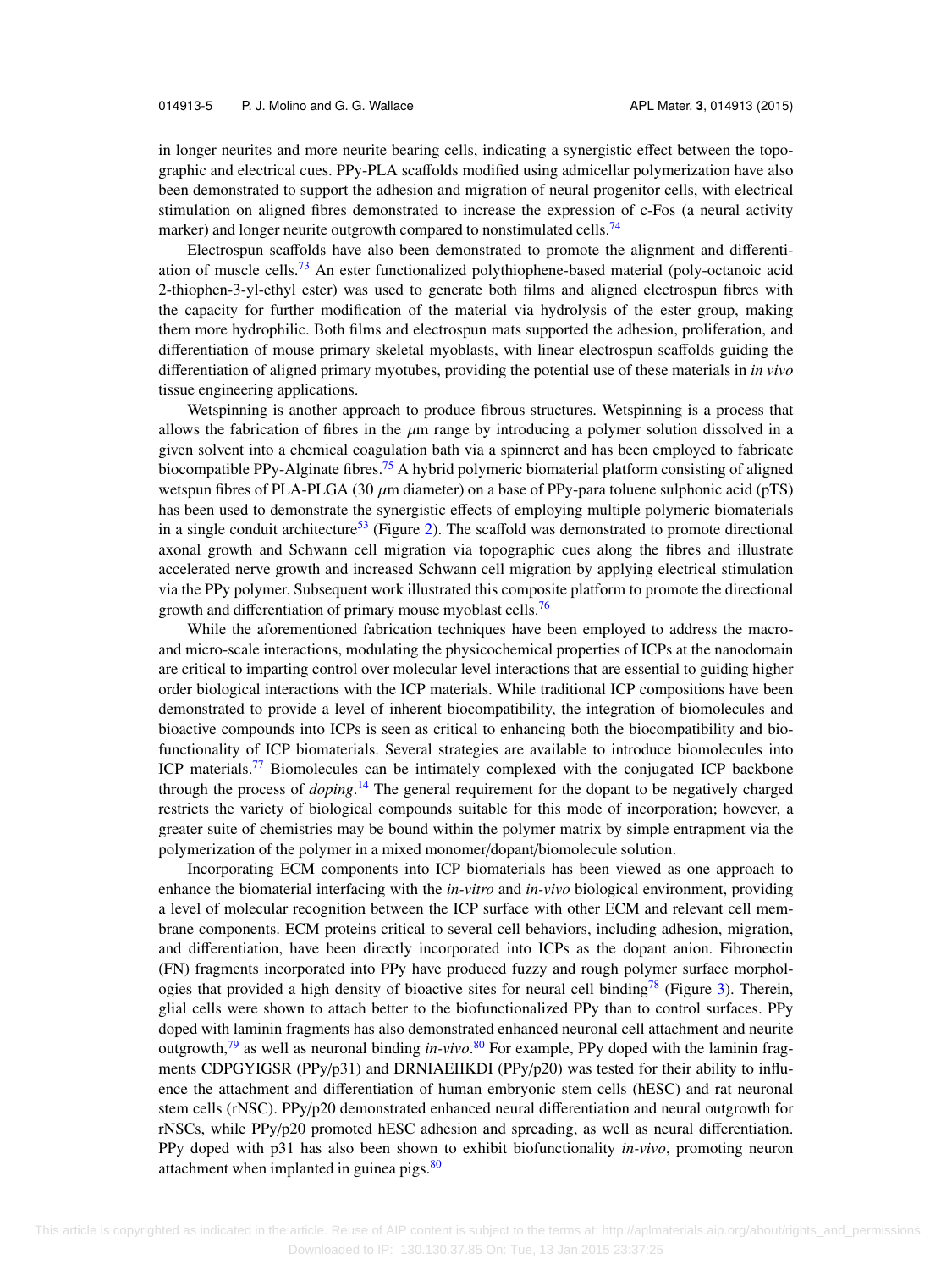in longer neurites and more neurite bearing cells, indicating a synergistic effect between the topographic and electrical cues. PPy-PLA scaffolds modified using admicellar polymerization have also been demonstrated to support the adhesion and migration of neural progenitor cells, with electrical stimulation on aligned fibres demonstrated to increase the expression of c-Fos (a neural activity marker) and longer neurite outgrowth compared to nonstimulated cells.[74]

Electrospun scaffolds have also been demonstrated to promote the alignment and differentiation of muscle cells.[73] An ester functionalized polythiophene-based material (poly-octanoic acid 2-thiophen-3-yl-ethyl ester) was used to generate both films and aligned electrospun fibres with the capacity for further modification of the material via hydrolysis of the ester group, making them more hydrophilic. Both films and electrospun mats supported the adhesion, proliferation, and differentiation of mouse primary skeletal myoblasts, with linear electrospun scaffolds guiding the differentiation of aligned primary myotubes, providing the potential use of these materials in *in vivo* tissue engineering applications.

Wetspinning is another approach to produce fibrous structures. Wetspinning is a process that allows the fabrication of fibres in the $\mu$m range by introducing a polymer solution dissolved in a given solvent into a chemical coagulation bath via a spinneret and has been employed to fabricate biocompatible PPy-Alginate fibres.[75] A hybrid polymeric biomaterial platform consisting of aligned wetspun fibres of PLA-PLGA (30 $\mu$m diameter) on a base of PPy-para toluene sulphonic acid (pTS) has been used to demonstrate the synergistic effects of employing multiple polymeric biomaterials in a single conduit architecture[53] (Figure 2). The scaffold was demonstrated to promote directional axonal growth and Schwann cell migration via topographic cues along the fibres and illustrate accelerated nerve growth and increased Schwann cell migration by applying electrical stimulation via the PPy polymer. Subsequent work illustrated this composite platform to promote the directional growth and differentiation of primary mouse myoblast cells.[76]

While the aforementioned fabrication techniques have been employed to address the macro- and micro-scale interactions, modulating the physicochemical properties of ICPs at the nanodomain are critical to imparting control over molecular level interactions that are essential to guiding higher order biological interactions with the ICP materials. While traditional ICP compositions have been demonstrated to provide a level of inherent biocompatibility, the integration of biomolecules and bioactive compounds into ICPs is seen as critical to enhancing both the biocompatibility and biofunctionality of ICP biomaterials. Several strategies are available to introduce biomolecules into ICP materials.[77] Biomolecules can be intimately complexed with the conjugated ICP backbone through the process of *doping*.[14] The general requirement for the dopant to be negatively charged restricts the variety of biological compounds suitable for this mode of incorporation; however, a greater suite of chemistries may be bound within the polymer matrix by simple entrapment via the polymerization of the polymer in a mixed monomer/dopant/biomolecule solution.

Incorporating ECM components into ICP biomaterials has been viewed as one approach to enhance the biomaterial interfacing with the *in-vitro* and *in-vivo* biological environment, providing a level of molecular recognition between the ICP surface with other ECM and relevant cell membrane components. ECM proteins critical to several cell behaviors, including adhesion, migration, and differentiation, have been directly incorporated into ICPs as the dopant anion. Fibronectin (FN) fragments incorporated into PPy have produced fuzzy and rough polymer surface morphologies that provided a high density of bioactive sites for neural cell binding[78] (Figure 3). Therein, glial cells were shown to attach better to the biofunctionalized PPy than to control surfaces. PPy doped with laminin fragments has also demonstrated enhanced neuronal cell attachment and neurite outgrowth,[79] as well as neuronal binding *in-vivo*.[80] For example, PPy doped with the laminin fragments CDPGYIGSR (PPy/p31) and DRNIAEIIKDI (PPy/p20) was tested for their ability to influence the attachment and differentiation of human embryonic stem cells (hESC) and rat neuronal stem cells (rNSC). PPy/p20 demonstrated enhanced neural differentiation and neural outgrowth for rNSCs, while PPy/p20 promoted hESC adhesion and spreading, as well as neural differentiation. PPy doped with p31 has also been shown to exhibit biofunctionality *in-vivo*, promoting neuron attachment when implanted in guinea pigs.[80]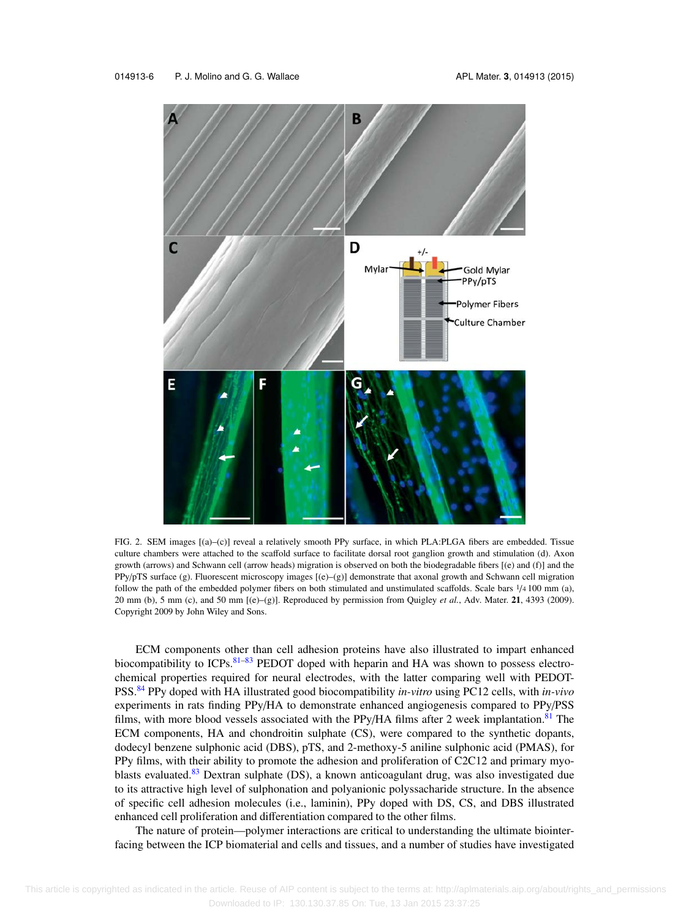FIG. 2. SEM images [(a)–(c)] reveal a relatively smooth PPy surface, in which PLA:PLGA fibers are embedded. Tissue culture chambers were attached to the scaffold surface to facilitate dorsal root ganglion growth and stimulation (d). Axon growth (arrows) and Schwann cell (arrow heads) migration is observed on both the biodegradable fibers [(e) and (f)] and the PPy/pTS surface (g). Fluorescent microscopy images [(e)–(g)] demonstrate that axonal growth and Schwann cell migration follow the path of the embedded polymer fibers on both stimulated and unstimulated scaffolds. Scale bars ¼ 100 mm (a), 20 mm (b), 5 mm (c), and 50 mm [(e)–(g)]. Reproduced by permission from Quigley *et al.*, Adv. Mater. **21**, 4393 (2009). Copyright 2009 by John Wiley and Sons.

ECM components other than cell adhesion proteins have also illustrated to impart enhanced biocompatibility to ICPs.[81–83] PEDOT doped with heparin and HA was shown to possess electrochemical properties required for neural electrodes, with the latter comparing well with PEDOT-PSS.[84] PPy doped with HA illustrated good biocompatibility *in-vitro* using PC12 cells, with *in-vivo* experiments in rats finding PPy/HA to demonstrate enhanced angiogenesis compared to PPy/PSS films, with more blood vessels associated with the PPy/HA films after 2 week implantation.[81] The ECM components, HA and chondroitin sulphate (CS), were compared to the synthetic dopants, dodecyl benzene sulphonic acid (DBS), pTS, and 2-methoxy-5 aniline sulphonic acid (PMAS), for PPy films, with their ability to promote the adhesion and proliferation of C2C12 and primary myoblasts evaluated.[83] Dextran sulphate (DS), a known anticoagulant drug, was also investigated due to its attractive high level of sulphonation and polyanionic polyssacharide structure. In the absence of specific cell adhesion molecules (i.e., laminin), PPy doped with DS, CS, and DBS illustrated enhanced cell proliferation and differentiation compared to the other films.

The nature of protein—polymer interactions are critical to understanding the ultimate biointerfacing between the ICP biomaterial and cells and tissues, and a number of studies have investigated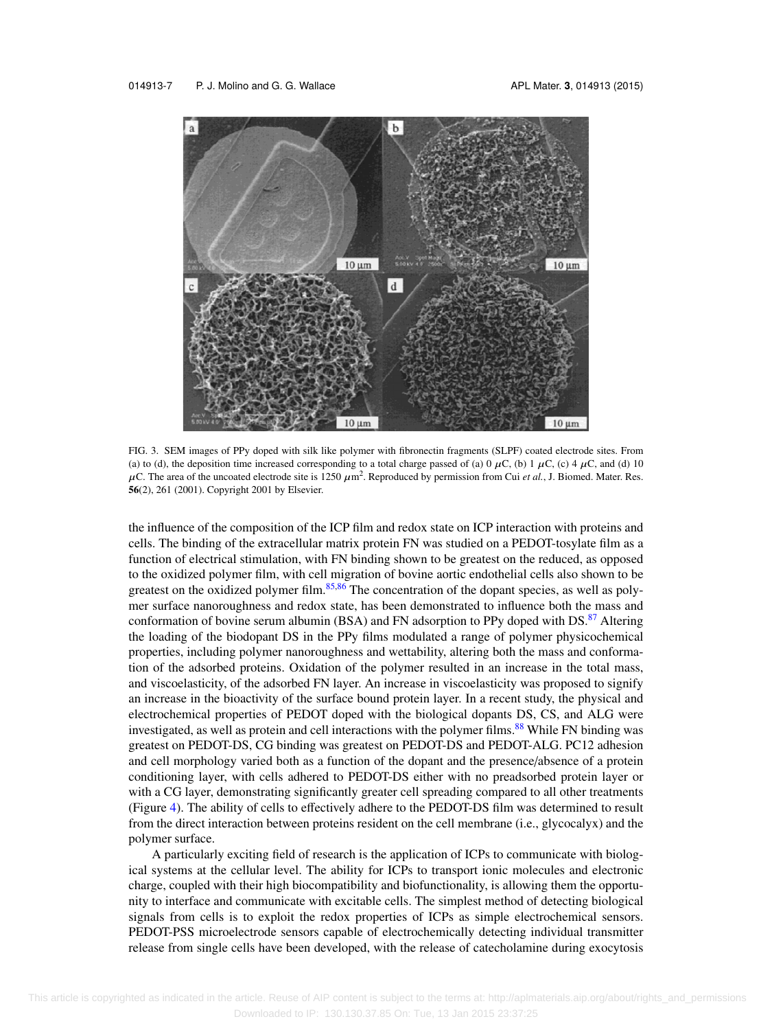FIG. 3. SEM images of PPy doped with silk like polymer with fibronectin fragments (SLPF) coated electrode sites. From (a) to (d), the deposition time increased corresponding to a total charge passed of (a) 0 $\mu$C, (b) 1 $\mu$C, (c) 4 $\mu$C, and (d) 10 $\mu$C. The area of the uncoated electrode site is 1250 $\mu m^2$. Reproduced by permission from Cui *et al.*, J. Biomed. Mater. Res. **56**(2), 261 (2001). Copyright 2001 by Elsevier.

the influence of the composition of the ICP film and redox state on ICP interaction with proteins and cells. The binding of the extracellular matrix protein FN was studied on a PEDOT-tosylate film as a function of electrical stimulation, with FN binding shown to be greatest on the reduced, as opposed to the oxidized polymer film, with cell migration of bovine aortic endothelial cells also shown to be greatest on the oxidized polymer film.[85,86] The concentration of the dopant species, as well as polymer surface nanoroughness and redox state, has been demonstrated to influence both the mass and conformation of bovine serum albumin (BSA) and FN adsorption to PPy doped with DS.[87] Altering the loading of the biodopant DS in the PPy films modulated a range of polymer physicochemical properties, including polymer nanoroughness and wettability, altering both the mass and conformation of the adsorbed proteins. Oxidation of the polymer resulted in an increase in the total mass, and viscoelasticity, of the adsorbed FN layer. An increase in viscoelasticity was proposed to signify an increase in the bioactivity of the surface bound protein layer. In a recent study, the physical and electrochemical properties of PEDOT doped with the biological dopants DS, CS, and ALG were investigated, as well as protein and cell interactions with the polymer films.[88] While FN binding was greatest on PEDOT-DS, CG binding was greatest on PEDOT-DS and PEDOT-ALG. PC12 adhesion and cell morphology varied both as a function of the dopant and the presence/absence of a protein conditioning layer, with cells adhered to PEDOT-DS either with no preadsorbed protein layer or with a CG layer, demonstrating significantly greater cell spreading compared to all other treatments (Figure 4). The ability of cells to effectively adhere to the PEDOT-DS film was determined to result from the direct interaction between proteins resident on the cell membrane (i.e., glycocalyx) and the polymer surface.

A particularly exciting field of research is the application of ICPs to communicate with biological systems at the cellular level. The ability for ICPs to transport ionic molecules and electronic charge, coupled with their high biocompatibility and biofunctionality, is allowing them the opportunity to interface and communicate with excitable cells. The simplest method of detecting biological signals from cells is to exploit the redox properties of ICPs as simple electrochemical sensors. PEDOT-PSS microelectrode sensors capable of electrochemically detecting individual transmitter release from single cells have been developed, with the release of catecholamine during exocytosis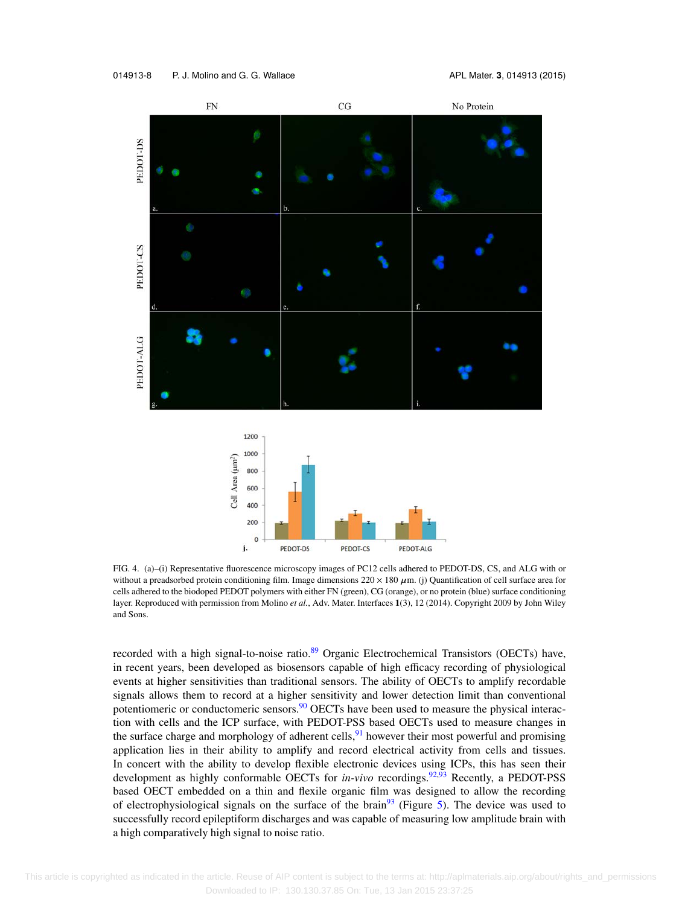FIG. 4. (a)–(i) Representative fluorescence microscopy images of PC12 cells adhered to PEDOT-DS, CS, and ALG with or without a preadsorbed protein conditioning film. Image dimensions 220 × 180 $\mu$m. (j) Quantification of cell surface area for cells adhered to the biodoped PEDOT polymers with either FN (green), CG (orange), or no protein (blue) surface conditioning layer. Reproduced with permission from Molino *et al.*, Adv. Mater. Interfaces **1**(3), 12 (2014). Copyright 2009 by John Wiley and Sons.

recorded with a high signal-to-noise ratio.[89] Organic Electrochemical Transistors (OECTs) have, in recent years, been developed as biosensors capable of high efficacy recording of physiological events at higher sensitivities than traditional sensors. The ability of OECTs to amplify recordable signals allows them to record at a higher sensitivity and lower detection limit than conventional potentiomeric or conductomeric sensors.[90] OECTs have been used to measure the physical interaction with cells and the ICP surface, with PEDOT-PSS based OECTs used to measure changes in the surface charge and morphology of adherent cells,[91] however their most powerful and promising application lies in their ability to amplify and record electrical activity from cells and tissues. In concert with the ability to develop flexible electronic devices using ICPs, this has seen their development as highly conformable OECTs for *in-vivo* recordings.[92,93] Recently, a PEDOT-PSS based OECT embedded on a thin and flexile organic film was designed to allow the recording of electrophysiological signals on the surface of the brain[93] (Figure 5). The device was used to successfully record epileptiform discharges and was capable of measuring low amplitude brain with a high comparatively high signal to noise ratio.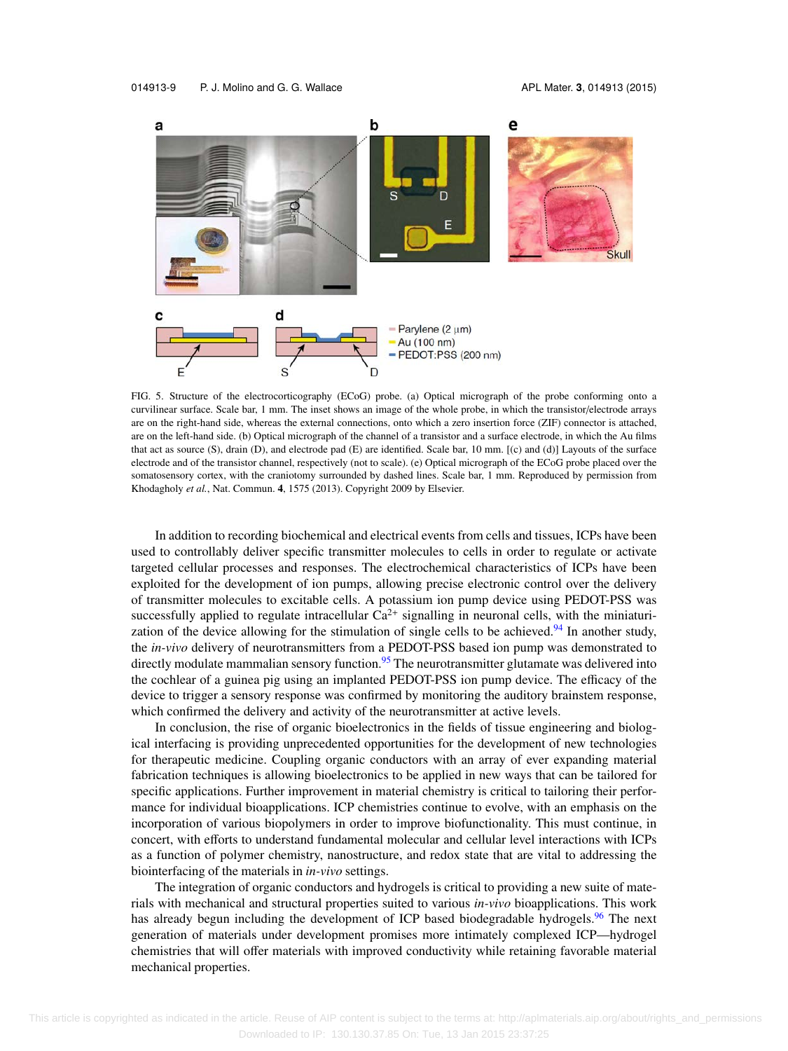FIG. 5. Structure of the electrocorticography (ECoG) probe. (a) Optical micrograph of the probe conforming onto a curvilinear surface. Scale bar, 1 mm. The inset shows an image of the whole probe, in which the transistor/electrode arrays are on the right-hand side, whereas the external connections, onto which a zero insertion force (ZIF) connector is attached, are on the left-hand side. (b) Optical micrograph of the channel of a transistor and a surface electrode, in which the Au films that act as source (S), drain (D), and electrode pad (E) are identified. Scale bar, 10 mm. [(c) and (d)] Layouts of the surface electrode and of the transistor channel, respectively (not to scale). (e) Optical micrograph of the ECoG probe placed over the somatosensory cortex, with the craniotomy surrounded by dashed lines. Scale bar, 1 mm. Reproduced by permission from Khodagholy *et al.*, Nat. Commun. **4**, 1575 (2013). Copyright 2009 by Elsevier.

In addition to recording biochemical and electrical events from cells and tissues, ICPs have been used to controllably deliver specific transmitter molecules to cells in order to regulate or activate targeted cellular processes and responses. The electrochemical characteristics of ICPs have been exploited for the development of ion pumps, allowing precise electronic control over the delivery of transmitter molecules to excitable cells. A potassium ion pump device using PEDOT-PSS was successfully applied to regulate intracellular $Ca^{2+}$ signalling in neuronal cells, with the miniaturization of the device allowing for the stimulation of single cells to be achieved.[94] In another study, the *in-vivo* delivery of neurotransmitters from a PEDOT-PSS based ion pump was demonstrated to directly modulate mammalian sensory function.[95] The neurotransmitter glutamate was delivered into the cochlear of a guinea pig using an implanted PEDOT-PSS ion pump device. The efficacy of the device to trigger a sensory response was confirmed by monitoring the auditory brainstem response, which confirmed the delivery and activity of the neurotransmitter at active levels.

In conclusion, the rise of organic bioelectronics in the fields of tissue engineering and biological interfacing is providing unprecedented opportunities for the development of new technologies for therapeutic medicine. Coupling organic conductors with an array of ever expanding material fabrication techniques is allowing bioelectronics to be applied in new ways that can be tailored for specific applications. Further improvement in material chemistry is critical to tailoring their performance for individual bioapplications. ICP chemistries continue to evolve, with an emphasis on the incorporation of various biopolymers in order to improve biofunctionality. This must continue, in concert, with efforts to understand fundamental molecular and cellular level interactions with ICPs as a function of polymer chemistry, nanostructure, and redox state that are vital to addressing the biointerfacing of the materials in *in-vivo* settings.

The integration of organic conductors and hydrogels is critical to providing a new suite of materials with mechanical and structural properties suited to various *in-vivo* bioapplications. This work has already begun including the development of ICP based biodegradable hydrogels.[96] The next generation of materials under development promises more intimately complexed ICP—hydrogel chemistries that will offer materials with improved conductivity while retaining favorable material mechanical properties.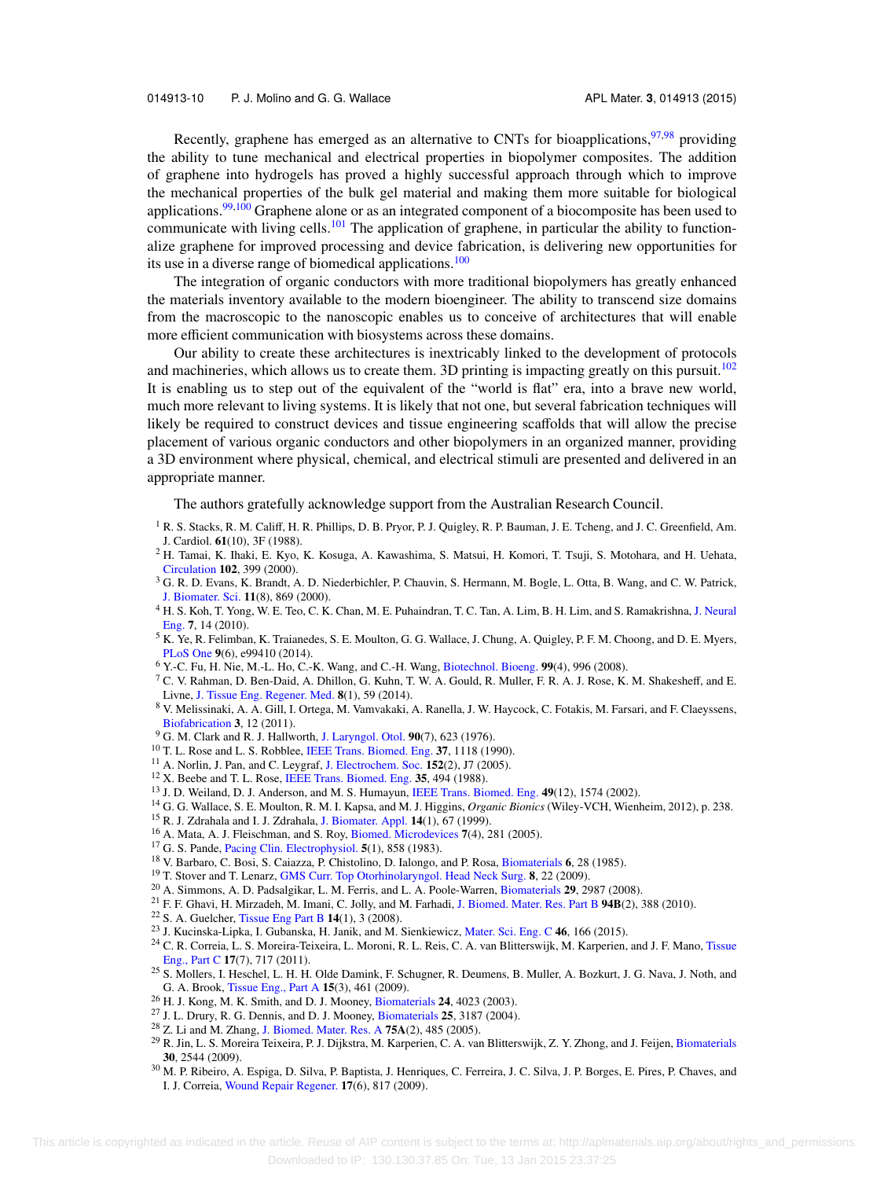Recently, graphene has emerged as an alternative to CNTs for bioapplications,[97,98] providing the ability to tune mechanical and electrical properties in biopolymer composites. The addition of graphene into hydrogels has proved a highly successful approach through which to improve the mechanical properties of the bulk gel material and making them more suitable for biological applications.[99,100] Graphene alone or as an integrated component of a biocomposite has been used to communicate with living cells.[101] The application of graphene, in particular the ability to functionalize graphene for improved processing and device fabrication, is delivering new opportunities for its use in a diverse range of biomedical applications.[100]

The integration of organic conductors with more traditional biopolymers has greatly enhanced the materials inventory available to the modern bioengineer. The ability to transcend size domains from the macroscopic to the nanoscopic enables us to conceive of architectures that will enable more efficient communication with biosystems across these domains.

Our ability to create these architectures is inextricably linked to the development of protocols and machineries, which allows us to create them. 3D printing is impacting greatly on this pursuit.[102] It is enabling us to step out of the equivalent of the "world is flat" era, into a brave new world, much more relevant to living systems. It is likely that not one, but several fabrication techniques will likely be required to construct devices and tissue engineering scaffolds that will allow the precise placement of various organic conductors and other biopolymers in an organized manner, providing a 3D environment where physical, chemical, and electrical stimuli are presented and delivered in an appropriate manner.

The authors gratefully acknowledge support from the Australian Research Council.

1 R. S. Stacks, R. M. Califf, H. R. Phillips, D. B. Pryor, P. J. Quigley, R. P. Bauman, J. E. Tcheng, and J. C. Greenfield, Am. J. Cardiol. **61**(10), 3F (1988).
2 H. Tamai, K. Ihaki, E. Kyo, K. Kosuga, A. Kawashima, S. Matsui, H. Komori, T. Tsuji, S. Motohara, and H. Uehata, Circulation **102**, 399 (2000).
3 G. R. D. Evans, K. Brandt, A. D. Niederbichler, P. Chauvin, S. Hermann, M. Bogle, L. Otta, B. Wang, and C. W. Patrick, J. Biomater. Sci. **11**(8), 869 (2000).
4 H. S. Koh, T. Yong, W. E. Teo, C. K. Chan, M. E. Puhaindran, T. C. Tan, A. Lim, B. H. Lim, and S. Ramakrishna, J. Neural Eng. **7**, 14 (2010).
5 K. Ye, R. Felimban, K. Traianedes, S. E. Moulton, G. G. Wallace, J. Chung, A. Quigley, P. F. M. Choong, and D. E. Myers, PLoS One **9**(6), e99410 (2014).
6 Y.-C. Fu, H. Nie, M.-L. Ho, C.-K. Wang, and C.-H. Wang, Biotechnol. Bioeng. **99**(4), 996 (2008).
7 C. V. Rahman, D. Ben-Daid, A. Dhillon, G. Kuhn, T. W. A. Gould, R. Muller, F. R. A. J. Rose, K. M. Shakesheff, and E. Livne, J. Tissue Eng. Regener. Med. **8**(1), 59 (2014).
8 V. Melissinaki, A. A. Gill, I. Ortega, M. Vamvakaki, A. Ranella, J. W. Haycock, C. Fotakis, M. Farsari, and F. Claeyssens, Biofabrication **3**, 12 (2011).
9 G. M. Clark and R. J. Hallworth, J. Laryngol. Otol. **90**(7), 623 (1976).
10 T. L. Rose and L. S. Robblee, IEEE Trans. Biomed. Eng. **37**, 1118 (1990).
11 A. Norlin, J. Pan, and C. Leygraf, J. Electrochem. Soc. **152**(2), J7 (2005).
12 X. Beebe and T. L. Rose, IEEE Trans. Biomed. Eng. **35**, 494 (1988).
13 J. D. Weiland, D. J. Anderson, and M. S. Humayun, IEEE Trans. Biomed. Eng. **49**(12), 1574 (2002).
14 G. G. Wallace, S. E. Moulton, R. M. I. Kapsa, and M. J. Higgins, *Organic Bionics* (Wiley-VCH, Wienheim, 2012), p. 238.
15 R. J. Zdrahala and I. J. Zdrahala, J. Biomater. Appl. **14**(1), 67 (1999).
16 A. Mata, A. J. Fleischman, and S. Roy, Biomed. Microdevices **7**(4), 281 (2005).
17 G. S. Pande, Pacing Clin. Electrophysiol. **5**(1), 858 (1983).
18 V. Barbaro, C. Bosi, S. Caiazza, P. Chistolino, D. Ialongo, and P. Rosa, Biomaterials **6**, 28 (1985).
19 T. Stover and T. Lenarz, GMS Curr. Top Otorhinolaryngol. Head Neck Surg. **8**, 22 (2009).
20 A. Simmons, A. D. Padsalgikar, L. M. Ferris, and L. A. Poole-Warren, Biomaterials **29**, 2987 (2008).
21 F. F. Ghavi, H. Mirzadeh, M. Imani, C. Jolly, and M. Farhadi, J. Biomed. Mater. Res. Part B **94B**(2), 388 (2010).
22 S. A. Guelcher, Tissue Eng Part B **14**(1), 3 (2008).
23 J. Kucinska-Lipka, I. Gubanska, H. Janik, and M. Sienkiewicz, Mater. Sci. Eng. C **46**, 166 (2015).
24 C. R. Correia, L. S. Moreira-Teixeira, L. Moroni, R. L. Reis, C. A. van Blitterswijk, M. Karperien, and J. F. Mano, Tissue Eng., Part C **17**(7), 717 (2011).
25 S. Mollers, I. Heschel, L. H. H. Olde Damink, F. Schugner, R. Deumens, B. Muller, A. Bozkurt, J. G. Nava, J. Noth, and G. A. Brook, Tissue Eng., Part A **15**(3), 461 (2009).
26 H. J. Kong, M. K. Smith, and D. J. Mooney, Biomaterials **24**, 4023 (2003).
27 J. L. Drury, R. G. Dennis, and D. J. Mooney, Biomaterials **25**, 3187 (2004).
28 Z. Li and M. Zhang, J. Biomed. Mater. Res. A **75A**(2), 485 (2005).
29 R. Jin, L. S. Moreira Teixeira, P. J. Dijkstra, M. Karperien, C. A. van Blitterswijk, Z. Y. Zhong, and J. Feijen, Biomaterials **30**, 2544 (2009).
30 M. P. Ribeiro, A. Espiga, D. Silva, P. Baptista, J. Henriques, C. Ferreira, J. C. Silva, J. P. Borges, E. Pires, P. Chaves, and I. J. Correia, Wound Repair Regener. **17**(6), 817 (2009).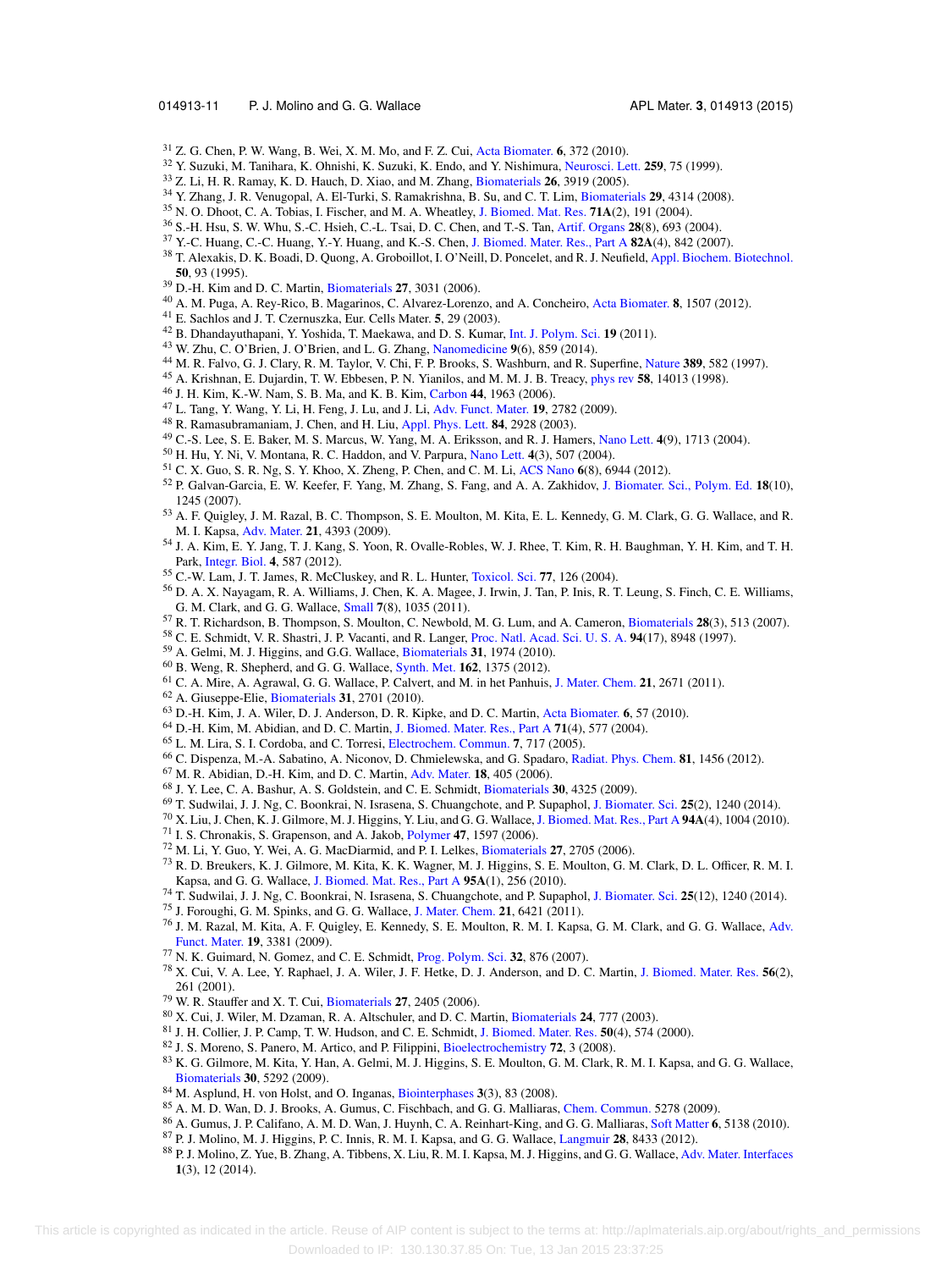[31] Z. G. Chen, P. W. Wang, B. Wei, X. M. Mo, and F. Z. Cui, Acta Biomater. **6**, 372 (2010).

[32] Y. Suzuki, M. Tanihara, K. Ohnishi, K. Suzuki, K. Endo, and Y. Nishimura, Neurosci. Lett. **259**, 75 (1999).

[33] Z. Li, H. R. Ramay, K. D. Hauch, D. Xiao, and M. Zhang, Biomaterials **26**, 3919 (2005).

[34] Y. Zhang, J. R. Venugopal, A. El-Turki, S. Ramakrishna, B. Su, and C. T. Lim, Biomaterials **29**, 4314 (2008).

[35] N. O. Dhoot, C. A. Tobias, I. Fischer, and M. A. Wheatley, J. Biomed. Mat. Res. **71A**(2), 191 (2004).

[36] S.-H. Hsu, S. W. Whu, S.-C. Hsieh, C.-L. Tsai, D. C. Chen, and T.-S. Tan, Artif. Organs **28**(8), 693 (2004).

[37] Y.-C. Huang, C.-C. Huang, Y.-Y. Huang, and K.-S. Chen, J. Biomed. Mater. Res., Part A **82A**(4), 842 (2007).

[38] T. Alexakis, D. K. Boadi, D. Quong, A. Groboillot, I. O'Neill, D. Poncelet, and R. J. Neufield, Appl. Biochem. Biotechnol. **50**, 93 (1995).

[39] D.-H. Kim and D. C. Martin, Biomaterials **27**, 3031 (2006).

[40] A. M. Puga, A. Rey-Rico, B. Magarinos, C. Alvarez-Lorenzo, and A. Concheiro, Acta Biomater. **8**, 1507 (2012).

[41] E. Sachlos and J. T. Czernuszka, Eur. Cells Mater. **5**, 29 (2003).

[42] B. Dhandayuthapani, Y. Yoshida, T. Maekawa, and D. S. Kumar, Int. J. Polym. Sci. **19** (2011).

[43] W. Zhu, C. O'Brien, J. O'Brien, and L. G. Zhang, Nanomedicine **9**(6), 859 (2014).

[44] M. R. Falvo, G. J. Clary, R. M. Taylor, V. Chi, F. P. Brooks, S. Washburn, and R. Superfine, Nature **389**, 582 (1997).

[45] A. Krishnan, E. Dujardin, T. W. Ebbesen, P. N. Yianilos, and M. M. J. B. Treacy, phys rev **58**, 14013 (1998).

[46] J. H. Kim, K.-W. Nam, S. B. Ma, and K. B. Kim, Carbon **44**, 1963 (2006).

[47] L. Tang, Y. Wang, Y. Li, H. Feng, J. Lu, and J. Li, Adv. Funct. Mater. **19**, 2782 (2009).

[48] R. Ramasubramaniam, J. Chen, and H. Liu, Appl. Phys. Lett. **84**, 2928 (2003).

[49] C.-S. Lee, S. E. Baker, M. S. Marcus, W. Yang, M. A. Eriksson, and R. J. Hamers, Nano Lett. **4**(9), 1713 (2004).

[50] H. Hu, Y. Ni, V. Montana, R. C. Haddon, and V. Parpura, Nano Lett. **4**(3), 507 (2004).

[51] C. X. Guo, S. R. Ng, S. Y. Khoo, X. Zheng, P. Chen, and C. M. Li, ACS Nano **6**(8), 6944 (2012).

[52] P. Galvan-Garcia, E. W. Keefer, F. Yang, M. Zhang, S. Fang, and A. A. Zakhidov, J. Biomater. Sci., Polym. Ed. **18**(10), 1245 (2007).

[53] A. F. Quigley, J. M. Razal, B. C. Thompson, S. E. Moulton, M. Kita, E. L. Kennedy, G. M. Clark, G. G. Wallace, and R. M. I. Kapsa, Adv. Mater. **21**, 4393 (2009).

[54] J. A. Kim, E. Y. Jang, T. J. Kang, S. Yoon, R. Ovalle-Robles, W. J. Rhee, T. Kim, R. H. Baughman, Y. H. Kim, and T. H. Park, Integr. Biol. **4**, 587 (2012).

[55] C.-W. Lam, J. T. James, R. McCluskey, and R. L. Hunter, Toxicol. Sci. **77**, 126 (2004).

[56] D. A. X. Nayagam, R. A. Williams, J. Chen, K. A. Magee, J. Irwin, J. Tan, P. Inis, R. T. Leung, S. Finch, C. E. Williams, G. M. Clark, and G. G. Wallace, Small **7**(8), 1035 (2011).

[57] R. T. Richardson, B. Thompson, S. Moulton, C. Newbold, M. G. Lum, and A. Cameron, Biomaterials **28**(3), 513 (2007).

[58] C. E. Schmidt, V. R. Shastri, J. P. Vacanti, and R. Langer, Proc. Natl. Acad. Sci. U. S. A. **94**(17), 8948 (1997).

[59] A. Gelmi, M. J. Higgins, and G.G. Wallace, Biomaterials **31**, 1974 (2010).

[60] B. Weng, R. Shepherd, and G. G. Wallace, Synth. Met. **162**, 1375 (2012).

[61] C. A. Mire, A. Agrawal, G. G. Wallace, P. Calvert, and M. in het Panhuis, J. Mater. Chem. **21**, 2671 (2011).

[62] A. Giuseppe-Elie, Biomaterials **31**, 2701 (2010).

[63] D.-H. Kim, J. A. Wiler, D. J. Anderson, D. R. Kipke, and D. C. Martin, Acta Biomater. **6**, 57 (2010).

[64] D.-H. Kim, M. Abidian, and D. C. Martin, J. Biomed. Mater. Res., Part A **71**(4), 577 (2004).

[65] L. M. Lira, S. I. Cordoba, and C. Torresi, Electrochem. Commun. **7**, 717 (2005).

[66] C. Dispenza, M.-A. Sabatino, A. Niconov, D. Chmielewska, and G. Spadaro, Radiat. Phys. Chem. **81**, 1456 (2012).

[67] M. R. Abidian, D.-H. Kim, and D. C. Martin, Adv. Mater. **18**, 405 (2006).

[68] J. Y. Lee, C. A. Bashur, A. S. Goldstein, and C. E. Schmidt, Biomaterials **30**, 4325 (2009).

[69] T. Sudwilai, J. J. Ng, C. Boonkrai, N. Israsena, S. Chuangchote, and P. Supaphol, J. Biomater. Sci. **25**(2), 1240 (2014).

[70] X. Liu, J. Chen, K. J. Gilmore, M. J. Higgins, Y. Liu, and G. G. Wallace, J. Biomed. Mat. Res., Part A **94A**(4), 1004 (2010).

[71] I. S. Chronakis, S. Grapenson, and A. Jakob, Polymer **47**, 1597 (2006).

[72] M. Li, Y. Guo, Y. Wei, A. G. MacDiarmid, and P. I. Lelkes, Biomaterials **27**, 2705 (2006).

[73] R. D. Breukers, K. J. Gilmore, M. Kita, K. K. Wagner, M. J. Higgins, S. E. Moulton, G. M. Clark, D. L. Officer, R. M. I. Kapsa, and G. G. Wallace, J. Biomed. Mat. Res., Part A **95A**(1), 256 (2010).

[74] T. Sudwilai, J. J. Ng, C. Boonkrai, N. Israsena, S. Chuangchote, and P. Supaphol, J. Biomater. Sci. **25**(12), 1240 (2014).

[75] J. Foroughi, G. M. Spinks, and G. G. Wallace, J. Mater. Chem. **21**, 6421 (2011).

[76] J. M. Razal, M. Kita, A. F. Quigley, E. Kennedy, S. E. Moulton, R. M. I. Kapsa, G. M. Clark, and G. G. Wallace, Adv. Funct. Mater. **19**, 3381 (2009).

[77] N. K. Guimard, N. Gomez, and C. E. Schmidt, Prog. Polym. Sci. **32**, 876 (2007).

[78] X. Cui, V. A. Lee, Y. Raphael, J. A. Wiler, J. F. Hetke, D. J. Anderson, and D. C. Martin, J. Biomed. Mater. Res. **56**(2), 261 (2001).

[79] W. R. Stauffer and X. T. Cui, Biomaterials **27**, 2405 (2006).

[80] X. Cui, J. Wiler, M. Dzaman, R. A. Altschuler, and D. C. Martin, Biomaterials **24**, 777 (2003).

[81] J. H. Collier, J. P. Camp, T. W. Hudson, and C. E. Schmidt, J. Biomed. Mater. Res. **50**(4), 574 (2000).

[82] J. S. Moreno, S. Panero, M. Artico, and P. Filippini, Bioelectrochemistry **72**, 3 (2008).

[83] K. G. Gilmore, M. Kita, Y. Han, A. Gelmi, M. J. Higgins, S. E. Moulton, G. M. Clark, R. M. I. Kapsa, and G. G. Wallace, Biomaterials **30**, 5292 (2009).

[84] M. Asplund, H. von Holst, and O. Inganas, Biointerphases **3**(3), 83 (2008).

[85] A. M. D. Wan, D. J. Brooks, A. Gumus, C. Fischbach, and G. G. Malliaras, Chem. Commun. 5278 (2009).

[86] A. Gumus, J. P. Califano, A. M. D. Wan, J. Huynh, C. A. Reinhart-King, and G. G. Malliaras, Soft Matter **6**, 5138 (2010).

[87] P. J. Molino, M. J. Higgins, P. C. Innis, R. M. I. Kapsa, and G. G. Wallace, Langmuir **28**, 8433 (2012).

[88] P. J. Molino, Z. Yue, B. Zhang, A. Tibbens, X. Liu, R. M. I. Kapsa, M. J. Higgins, and G. G. Wallace, Adv. Mater. Interfaces **1**(3), 12 (2014).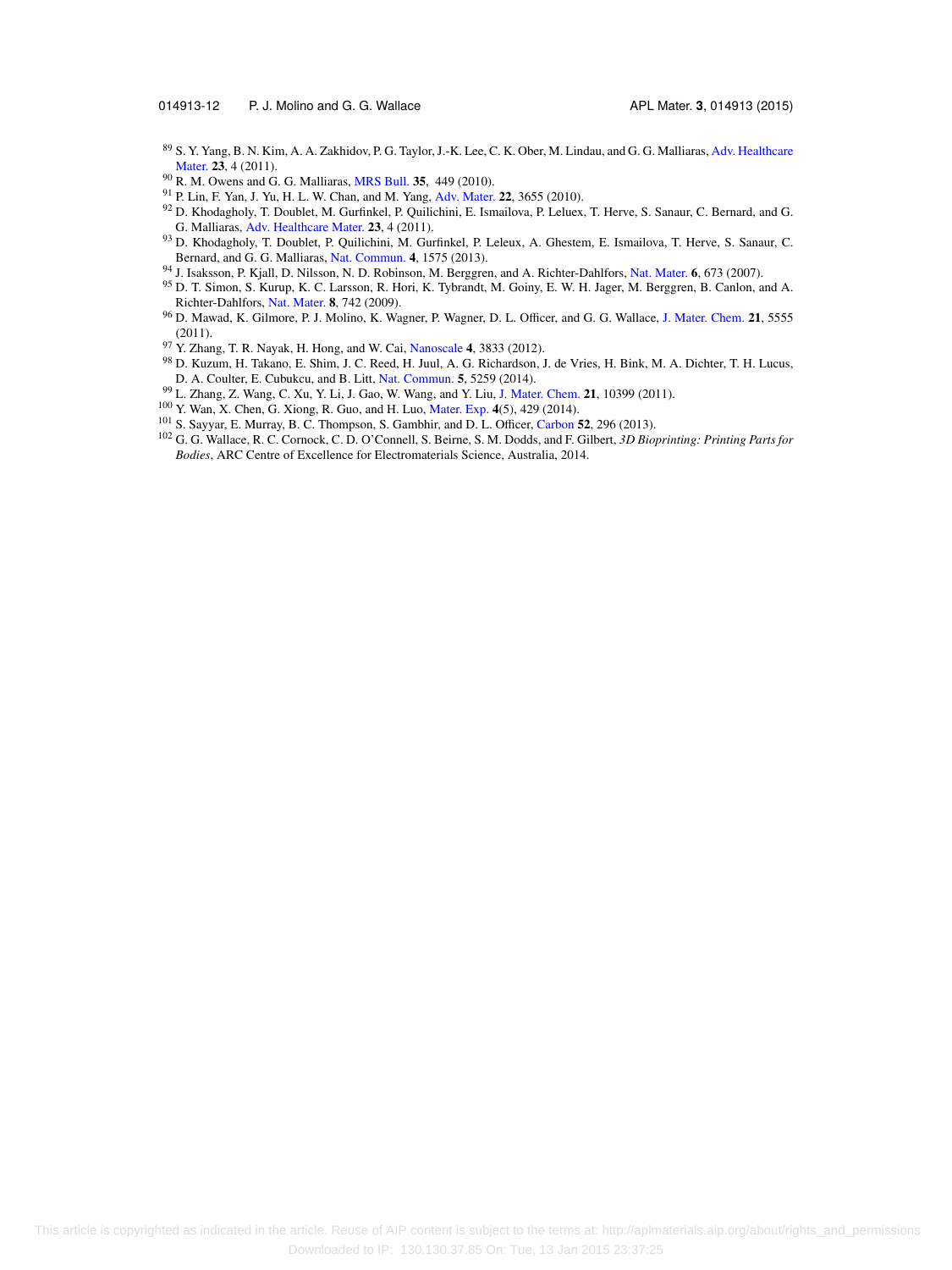[89] S. Y. Yang, B. N. Kim, A. A. Zakhidov, P. G. Taylor, J.-K. Lee, C. K. Ober, M. Lindau, and G. G. Malliaras, Adv. Healthcare Mater. **23**, 4 (2011).

[90] R. M. Owens and G. G. Malliaras, MRS Bull. **35**, 449 (2010).

[91] P. Lin, F. Yan, J. Yu, H. L. W. Chan, and M. Yang, Adv. Mater. **22**, 3655 (2010).

[92] D. Khodagholy, T. Doublet, M. Gurfinkel, P. Quilichini, E. Ismailova, P. Leluex, T. Herve, S. Sanaur, C. Bernard, and G. G. Malliaras, Adv. Healthcare Mater. **23**, 4 (2011).

[93] D. Khodagholy, T. Doublet, P. Quilichini, M. Gurfinkel, P. Leleux, A. Ghestem, E. Ismailova, T. Herve, S. Sanaur, C. Bernard, and G. G. Malliaras, Nat. Commun. **4**, 1575 (2013).

[94] J. Isaksson, P. Kjall, D. Nilsson, N. D. Robinson, M. Berggren, and A. Richter-Dahlfors, Nat. Mater. **6**, 673 (2007).

[95] D. T. Simon, S. Kurup, K. C. Larsson, R. Hori, K. Tybrandt, M. Goiny, E. W. H. Jager, M. Berggren, B. Canlon, and A. Richter-Dahlfors, Nat. Mater. **8**, 742 (2009).

[96] D. Mawad, K. Gilmore, P. J. Molino, K. Wagner, P. Wagner, D. L. Officer, and G. G. Wallace, J. Mater. Chem. **21**, 5555 (2011).

[97] Y. Zhang, T. R. Nayak, H. Hong, and W. Cai, Nanoscale **4**, 3833 (2012).

[98] D. Kuzum, H. Takano, E. Shim, J. C. Reed, H. Juul, A. G. Richardson, J. de Vries, H. Bink, M. A. Dichter, T. H. Lucus, D. A. Coulter, E. Cubukcu, and B. Litt, Nat. Commun. **5**, 5259 (2014).

[99] L. Zhang, Z. Wang, C. Xu, Y. Li, J. Gao, W. Wang, and Y. Liu, J. Mater. Chem. **21**, 10399 (2011).

[100] Y. Wan, X. Chen, G. Xiong, R. Guo, and H. Luo, Mater. Exp. **4**(5), 429 (2014).

[101] S. Sayyar, E. Murray, B. C. Thompson, S. Gambhir, and D. L. Officer, Carbon **52**, 296 (2013).

[102] G. G. Wallace, R. C. Cornock, C. D. O'Connell, S. Beirne, S. M. Dodds, and F. Gilbert, *3D Bioprinting: Printing Parts for Bodies*, ARC Centre of Excellence for Electromaterials Science, Australia, 2014.